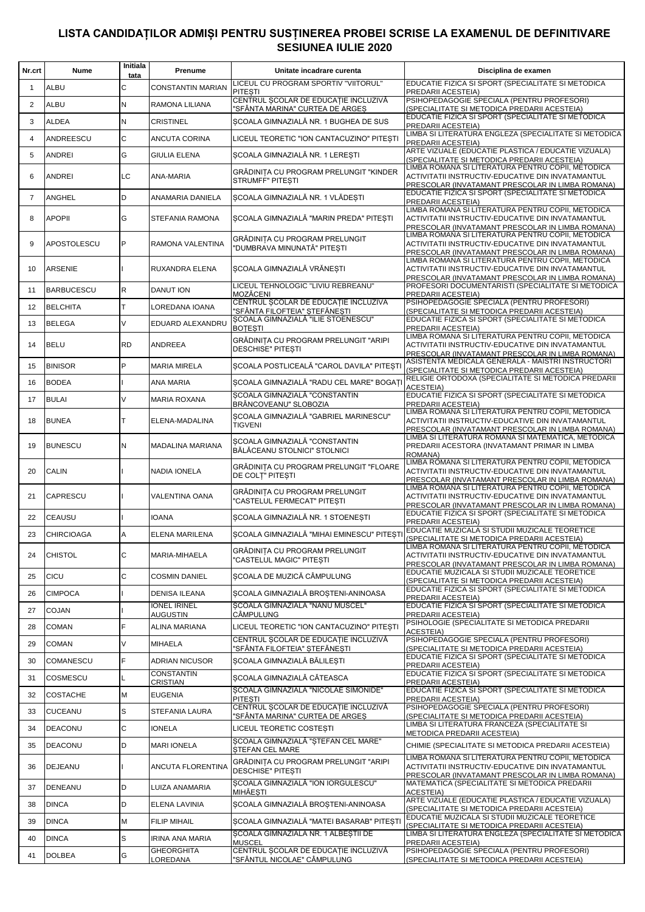# LISTA CANDIDAȚILOR ADMIȘI PENTRU SUSȚINEREA PROBEI SCRISE LA EXAMENUL DE DEFINITIVARE SESIUNEA IULIE 2020

| Nr.crt | Nume | Initiala tata | Prenume | Unitate incadrare curenta | Disciplina de examen |
|---|---|---|---|---|---|
| 1 | ALBU | C | CONSTANTIN MARIAN | LICEUL CU PROGRAM SPORTIV "VIITORUL" PITEȘTI | EDUCATIE FIZICA SI SPORT (SPECIALITATE SI METODICA PREDARII ACESTEIA) |
| 2 | ALBU | N | RAMONA LILIANA | CENTRUL ȘCOLAR DE EDUCAȚIE INCLUZIVĂ "SFÂNTA MARINA" CURTEA DE ARGEȘ | PSIHOPEDAGOGIE SPECIALA (PENTRU PROFESORI) (SPECIALITATE SI METODICA PREDARII ACESTEIA) |
| 3 | ALDEA | N | CRISTINEL | ȘCOALA GIMNAZIALĂ NR. 1 BUGHEA DE SUS | EDUCATIE FIZICA SI SPORT (SPECIALITATE SI METODICA PREDARII ACESTEIA) |
| 4 | ANDREESCU | C | ANCUTA CORINA | LICEUL TEORETIC "ION CANTACUZINO" PITEȘTI | LIMBA SI LITERATURA ENGLEZA (SPECIALITATE SI METODICA PREDARII ACESTEIA) |
| 5 | ANDREI | G | GIULIA ELENA | ȘCOALA GIMNAZIALĂ NR. 1 LEREȘTI | ARTE VIZUALE (EDUCATIE PLASTICA / EDUCATIE VIZUALA) (SPECIALITATE SI METODICA PREDARII ACESTEIA) |
| 6 | ANDREI | LC | ANA-MARIA | GRĂDINIȚA CU PROGRAM PRELUNGIT "KINDER STRUMFF" PITEȘTI | LIMBA ROMANA SI LITERATURA PENTRU COPII, METODICA ACTIVITATII INSTRUCTIV-EDUCATIVE DIN INVATAMANTUL PRESCOLAR (INVATAMANT PRESCOLAR IN LIMBA ROMANA) |
| 7 | ANGHEL | D | ANAMARIA DANIELA | ȘCOALA GIMNAZIALĂ NR. 1 VLĂDEȘTI | EDUCATIE FIZICA SI SPORT (SPECIALITATE SI METODICA PREDARII ACESTEIA) |
| 8 | APOPII | G | STEFANIA RAMONA | ȘCOALA GIMNAZIALĂ "MARIN PREDA" PITEȘTI | LIMBA ROMANA SI LITERATURA PENTRU COPII, METODICA ACTIVITATII INSTRUCTIV-EDUCATIVE DIN INVATAMANTUL PRESCOLAR (INVATAMANT PRESCOLAR IN LIMBA ROMANA) |
| 9 | APOSTOLESCU | P | RAMONA VALENTINA | GRĂDINIȚA CU PROGRAM PRELUNGIT "DUMBRAVA MINUNATĂ" PITEȘTI | LIMBA ROMANA SI LITERATURA PENTRU COPII, METODICA ACTIVITATII INSTRUCTIV-EDUCATIVE DIN INVATAMANTUL PRESCOLAR (INVATAMANT PRESCOLAR IN LIMBA ROMANA) |
| 10 | ARSENIE | I | RUXANDRA ELENA | ȘCOALA GIMNAZIALĂ VRĂNEȘTI | LIMBA ROMANA SI LITERATURA PENTRU COPII, METODICA ACTIVITATII INSTRUCTIV-EDUCATIVE DIN INVATAMANTUL PRESCOLAR (INVATAMANT PRESCOLAR IN LIMBA ROMANA) |
| 11 | BARBUCESCU | R | DANUT ION | LICEUL TEHNOLOGIC "LIVIU REBREANU" MOZĂCENI | PROFESORI DOCUMENTARISTI (SPECIALITATE SI METODICA PREDARII ACESTEIA) |
| 12 | BELCHITA | T | LOREDANA IOANA | CENTRUL ȘCOLAR DE EDUCAȚIE INCLUZIVĂ "SFÂNTA FILOFTEIA" ȘTEFĂNEȘTI | PSIHOPEDAGOGIE SPECIALA (PENTRU PROFESORI) (SPECIALITATE SI METODICA PREDARII ACESTEIA) |
| 13 | BELEGA | V | EDUARD ALEXANDRU | ȘCOALA GIMNAZIALĂ "ILIE STOENESCU" BOȚEȘTI | EDUCATIE FIZICA SI SPORT (SPECIALITATE SI METODICA PREDARII ACESTEIA) |
| 14 | BELU | RD | ANDREEA | GRĂDINIȚA CU PROGRAM PRELUNGIT "ARIPI DESCHISE" PITEȘTI | LIMBA ROMANA SI LITERATURA PENTRU COPII, METODICA ACTIVITATII INSTRUCTIV-EDUCATIVE DIN INVATAMANTUL PRESCOLAR (INVATAMANT PRESCOLAR IN LIMBA ROMANA) |
| 15 | BINISOR | P | MARIA MIRELA | ȘCOALA POSTLICEALĂ "CAROL DAVILA" PITEȘTI | ASISTENTA MEDICALA GENERALA - MAISTRI INSTRUCTORI (SPECIALITATE SI METODICA PREDARII ACESTEIA) |
| 16 | BODEA | I | ANA MARIA | ȘCOALA GIMNAZIALĂ "RADU CEL MARE" BOGAȚI | RELIGIE ORTODOXA (SPECIALITATE SI METODICA PREDARII ACESTEIA) |
| 17 | BULAI | V | MARIA ROXANA | ȘCOALA GIMNAZIALĂ "CONSTANTIN BRÂNCOVEANU" SLOBOZIA | EDUCATIE FIZICA SI SPORT (SPECIALITATE SI METODICA PREDARII ACESTEIA) |
| 18 | BUNEA | T | ELENA-MADALINA | ȘCOALA GIMNAZIALĂ "GABRIEL MARINESCU" TIGVENI | LIMBA ROMANA SI LITERATURA PENTRU COPII, METODICA ACTIVITATII INSTRUCTIV-EDUCATIVE DIN INVATAMANTUL PRESCOLAR (INVATAMANT PRESCOLAR IN LIMBA ROMANA) |
| 19 | BUNESCU | N | MADALINA MARIANA | ȘCOALA GIMNAZIALĂ "CONSTANTIN BĂLĂCEANU STOLNICI" STOLNICI | LIMBA SI LITERATURA ROMANA SI MATEMATICA, METODICA PREDARII ACESTORA (INVATAMANT PRIMAR IN LIMBA ROMANA) |
| 20 | CALIN | I | NADIA IONELA | GRĂDINIȚA CU PROGRAM PRELUNGIT "FLOARE DE COLȚ" PITEȘTI | LIMBA ROMANA SI LITERATURA PENTRU COPII, METODICA ACTIVITATII INSTRUCTIV-EDUCATIVE DIN INVATAMANTUL PRESCOLAR (INVATAMANT PRESCOLAR IN LIMBA ROMANA) |
| 21 | CAPRESCU | I | VALENTINA OANA | GRĂDINIȚA CU PROGRAM PRELUNGIT "CASTELUL FERMECAT" PITEȘTI | LIMBA ROMANA SI LITERATURA PENTRU COPII, METODICA ACTIVITATII INSTRUCTIV-EDUCATIVE DIN INVATAMANTUL PRESCOLAR (INVATAMANT PRESCOLAR IN LIMBA ROMANA) |
| 22 | CEAUSU | I | IOANA | ȘCOALA GIMNAZIALĂ NR. 1 STOENEȘTI | EDUCATIE FIZICA SI SPORT (SPECIALITATE SI METODICA PREDARII ACESTEIA) |
| 23 | CHIRCIOAGA | A | ELENA MARILENA | ȘCOALA GIMNAZIALĂ "MIHAI EMINESCU" PITEȘTI | EDUCATIE MUZICALA SI STUDII MUZICALE TEORETICE (SPECIALITATE SI METODICA PREDARII ACESTEIA) |
| 24 | CHISTOL | C | MARIA-MIHAELA | GRĂDINIȚA CU PROGRAM PRELUNGIT "CASTELUL MAGIC" PITEȘTI | LIMBA ROMANA SI LITERATURA PENTRU COPII, METODICA ACTIVITATII INSTRUCTIV-EDUCATIVE DIN INVATAMANTUL PRESCOLAR (INVATAMANT PRESCOLAR IN LIMBA ROMANA) |
| 25 | CICU | C | COSMIN DANIEL | ȘCOALA DE MUZICĂ CÂMPULUNG | EDUCATIE MUZICALA SI STUDII MUZICALE TEORETICE (SPECIALITATE SI METODICA PREDARII ACESTEIA) |
| 26 | CIMPOCA | I | DENISA ILEANA | ȘCOALA GIMNAZIALĂ BROȘTENI-ANINOASA | EDUCATIE FIZICA SI SPORT (SPECIALITATE SI METODICA PREDARII ACESTEIA) |
| 27 | COJAN | I | IONEL IRINEL AUGUSTIN | ȘCOALA GIMNAZIALĂ "NANU MUSCEL" CÂMPULUNG | EDUCATIE FIZICA SI SPORT (SPECIALITATE SI METODICA PREDARII ACESTEIA) |
| 28 | COMAN | F | ALINA MARIANA | LICEUL TEORETIC "ION CANTACUZINO" PITEȘTI | PSIHOLOGIE (SPECIALITATE SI METODICA PREDARII ACESTEIA) |
| 29 | COMAN | V | MIHAELA | CENTRUL ȘCOLAR DE EDUCAȚIE INCLUZIVĂ "SFÂNTA FILOFTEIA" ȘTEFĂNEȘTI | PSIHOPEDAGOGIE SPECIALA (PENTRU PROFESORI) (SPECIALITATE SI METODICA PREDARII ACESTEIA) |
| 30 | COMANESCU | F | ADRIAN NICUSOR | ȘCOALA GIMNAZIALĂ BĂLILEȘTI | EDUCATIE FIZICA SI SPORT (SPECIALITATE SI METODICA PREDARII ACESTEIA) |
| 31 | COSMESCU | L | CONSTANTIN CRISTIAN | ȘCOALA GIMNAZIALĂ CĂTEASCA | EDUCATIE FIZICA SI SPORT (SPECIALITATE SI METODICA PREDARII ACESTEIA) |
| 32 | COSTACHE | M | EUGENIA | ȘCOALA GIMNAZIALĂ "NICOLAE SIMONIDE" PITEȘTI | EDUCATIE FIZICA SI SPORT (SPECIALITATE SI METODICA PREDARII ACESTEIA) |
| 33 | CUCEANU | S | STEFANIA LAURA | CENTRUL ȘCOLAR DE EDUCAȚIE INCLUZIVĂ "SFÂNTA MARINA" CURTEA DE ARGEȘ | PSIHOPEDAGOGIE SPECIALA (PENTRU PROFESORI) (SPECIALITATE SI METODICA PREDARII ACESTEIA) |
| 34 | DEACONU | C | IONELA | LICEUL TEORETIC COSTEȘTI | LIMBA SI LITERATURA FRANCEZA (SPECIALITATE SI METODICA PREDARII ACESTEIA) |
| 35 | DEACONU | D | MARI IONELA | ȘCOALA GIMNAZIALĂ "ȘTEFAN CEL MARE" ȘTEFAN CEL MARE | CHIMIE (SPECIALITATE SI METODICA PREDARII ACESTEIA) |
| 36 | DEJEANU | I | ANCUTA FLORENTINA | GRĂDINIȚA CU PROGRAM PRELUNGIT "ARIPI DESCHISE" PITEȘTI | LIMBA ROMANA SI LITERATURA PENTRU COPII, METODICA ACTIVITATII INSTRUCTIV-EDUCATIVE DIN INVATAMANTUL PRESCOLAR (INVATAMANT PRESCOLAR IN LIMBA ROMANA) |
| 37 | DENEANU | D | LUIZA ANAMARIA | ȘCOALA GIMNAZIALĂ "ION IORGULESCU" MIHĂEȘTI | MATEMATICA (SPECIALITATE SI METODICA PREDARII ACESTEIA) |
| 38 | DINCA | D | ELENA LAVINIA | ȘCOALA GIMNAZIALĂ BROȘTENI-ANINOASA | ARTE VIZUALE (EDUCATIE PLASTICA / EDUCATIE VIZUALA) (SPECIALITATE SI METODICA PREDARII ACESTEIA) |
| 39 | DINCA | M | FILIP MIHAIL | ȘCOALA GIMNAZIALĂ "MATEI BASARAB" PITEȘTI | EDUCATIE MUZICALA SI STUDII MUZICALE TEORETICE (SPECIALITATE SI METODICA PREDARII ACESTEIA) |
| 40 | DINCA | S | IRINA ANA MARIA | ȘCOALA GIMNAZIALĂ NR. 1 ALBEȘTII DE MUSCEL | LIMBA SI LITERATURA ENGLEZA (SPECIALITATE SI METODICA PREDARII ACESTEIA) |
| 41 | DOLBEA | G | GHEORGHITA LOREDANA | CENTRUL ȘCOLAR DE EDUCAȚIE INCLUZIVĂ "SFÂNTUL NICOLAE" CÂMPULUNG | PSIHOPEDAGOGIE SPECIALA (PENTRU PROFESORI) (SPECIALITATE SI METODICA PREDARII ACESTEIA) |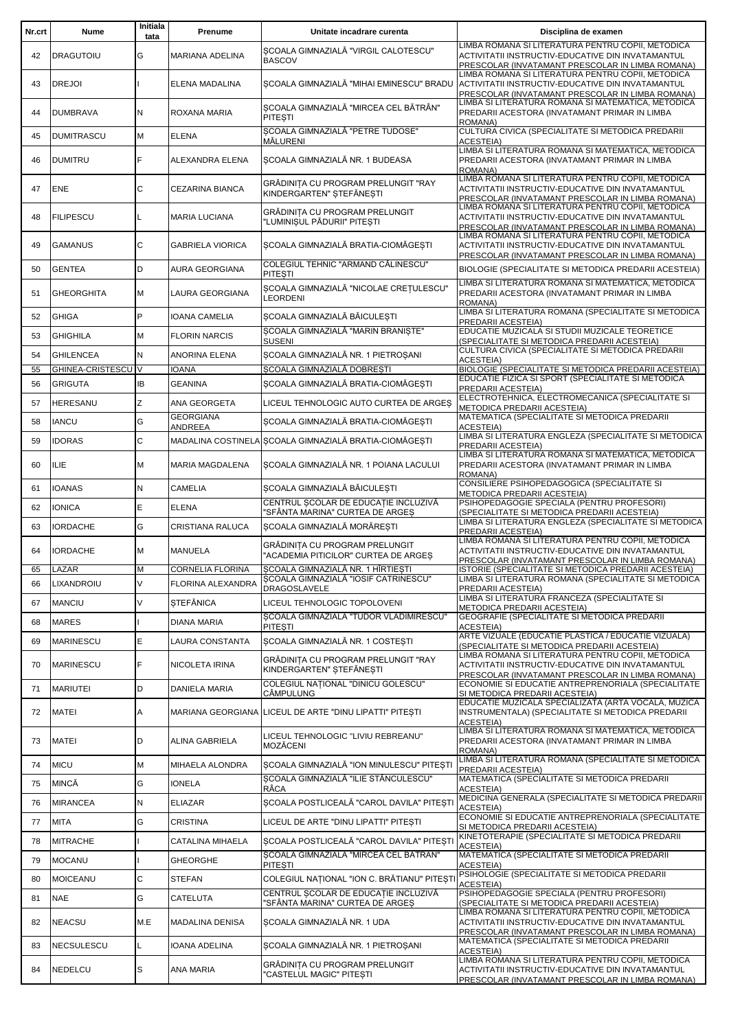| Nr.crt | Nume | Initiala tata | Prenume | Unitate incadrare curenta | Disciplina de examen |
|---|---|---|---|---|---|
| 42 | DRAGUTOIU | G | MARIANA ADELINA | ȘCOALA GIMNAZIALĂ "VIRGIL CALOTESCU" BASCOV | LIMBA ROMANA SI LITERATURA PENTRU COPII, METODICA ACTIVITATII INSTRUCTIV-EDUCATIVE DIN INVATAMANTUL PRESCOLAR (INVATAMANT PRESCOLAR IN LIMBA ROMANA) |
| 43 | DREJOI | I | ELENA MADALINA | ȘCOALA GIMNAZIALĂ "MIHAI EMINESCU" BRADU | LIMBA ROMANA SI LITERATURA PENTRU COPII, METODICA ACTIVITATII INSTRUCTIV-EDUCATIVE DIN INVATAMANTUL PRESCOLAR (INVATAMANT PRESCOLAR IN LIMBA ROMANA) |
| 44 | DUMBRAVA | N | ROXANA MARIA | ȘCOALA GIMNAZIALĂ "MIRCEA CEL BĂTRÂN" PITEȘTI | LIMBA SI LITERATURA ROMANA SI MATEMATICA, METODICA PREDARII ACESTORA (INVATAMANT PRIMAR IN LIMBA ROMANA) |
| 45 | DUMITRASCU | M | ELENA | ȘCOALA GIMNAZIALĂ "PETRE TUDOSE" MĂLURENI | CULTURA CIVICA (SPECIALITATE SI METODICA PREDARII ACESTEIA) |
| 46 | DUMITRU | F | ALEXANDRA ELENA | ȘCOALA GIMNAZIALĂ NR. 1 BUDEASA | LIMBA SI LITERATURA ROMANA SI MATEMATICA, METODICA PREDARII ACESTORA (INVATAMANT PRIMAR IN LIMBA ROMANA) |
| 47 | ENE | C | CEZARINA BIANCA | GRĂDINIȚA CU PROGRAM PRELUNGIT "RAY KINDERGARTEN" ȘTEFĂNEȘTI | LIMBA ROMANA SI LITERATURA PENTRU COPII, METODICA ACTIVITATII INSTRUCTIV-EDUCATIVE DIN INVATAMANTUL PRESCOLAR (INVATAMANT PRESCOLAR IN LIMBA ROMANA) |
| 48 | FILIPESCU | L | MARIA LUCIANA | GRĂDINIȚA CU PROGRAM PRELUNGIT "LUMINIȘUL PĂDURII" PITEȘTI | LIMBA ROMANA SI LITERATURA PENTRU COPII, METODICA ACTIVITATII INSTRUCTIV-EDUCATIVE DIN INVATAMANTUL PRESCOLAR (INVATAMANT PRESCOLAR IN LIMBA ROMANA) |
| 49 | GAMANUS | C | GABRIELA VIORICA | ȘCOALA GIMNAZIALĂ BRATIA-CIOMĂGEȘTI | LIMBA ROMANA SI LITERATURA PENTRU COPII, METODICA ACTIVITATII INSTRUCTIV-EDUCATIVE DIN INVATAMANTUL PRESCOLAR (INVATAMANT PRESCOLAR IN LIMBA ROMANA) |
| 50 | GENTEA | D | AURA GEORGIANA | COLEGIUL TEHNIC "ARMAND CĂLINESCU" PITEȘTI | BIOLOGIE (SPECIALITATE SI METODICA PREDARII ACESTEIA) |
| 51 | GHEORGHITA | M | LAURA GEORGIANA | ȘCOALA GIMNAZIALĂ "NICOLAE CREȚULESCU" LEORDENI | LIMBA SI LITERATURA ROMANA SI MATEMATICA, METODICA PREDARII ACESTORA (INVATAMANT PRIMAR IN LIMBA ROMANA) |
| 52 | GHIGA | P | IOANA CAMELIA | ȘCOALA GIMNAZIALĂ BĂICULEȘTI | LIMBA SI LITERATURA ROMANA (SPECIALITATE SI METODICA PREDARII ACESTEIA) |
| 53 | GHIGHILA | M | FLORIN NARCIS | ȘCOALA GIMNAZIALĂ "MARIN BRANIȘTE" SUSENI | EDUCATIE MUZICALA SI STUDII MUZICALE TEORETICE (SPECIALITATE SI METODICA PREDARII ACESTEIA) |
| 54 | GHILENCEA | N | ANORINA ELENA | ȘCOALA GIMNAZIALĂ NR. 1 PIETROȘANI | CULTURA CIVICA (SPECIALITATE SI METODICA PREDARII ACESTEIA) |
| 55 | GHINEA-CRISTESCU | V | IOANA | ȘCOALA GIMNAZIALĂ DOBREȘTI | BIOLOGIE (SPECIALITATE SI METODICA PREDARII ACESTEIA) |
| 56 | GRIGUTA | IB | GEANINA | ȘCOALA GIMNAZIALĂ BRATIA-CIOMĂGEȘTI | EDUCATIE FIZICA SI SPORT (SPECIALITATE SI METODICA PREDARII ACESTEIA) |
| 57 | HERESANU | Z | ANA GEORGETA | LICEUL TEHNOLOGIC AUTO CURTEA DE ARGEȘ | ELECTROTEHNICA, ELECTROMECANICA (SPECIALITATE SI METODICA PREDARII ACESTEIA) |
| 58 | IANCU | G | GEORGIANA ANDREEA | ȘCOALA GIMNAZIALĂ BRATIA-CIOMĂGEȘTI | MATEMATICA (SPECIALITATE SI METODICA PREDARII ACESTEIA) |
| 59 | IDORAS | C | MADALINA COSTINELA | ȘCOALA GIMNAZIALĂ BRATIA-CIOMĂGEȘTI | LIMBA SI LITERATURA ENGLEZA (SPECIALITATE SI METODICA PREDARII ACESTEIA) |
| 60 | ILIE | M | MARIA MAGDALENA | ȘCOALA GIMNAZIALĂ NR. 1 POIANA LACULUI | LIMBA SI LITERATURA ROMANA SI MATEMATICA, METODICA PREDARII ACESTORA (INVATAMANT PRIMAR IN LIMBA ROMANA) |
| 61 | IOANAS | N | CAMELIA | ȘCOALA GIMNAZIALĂ BĂICULEȘTI | CONSILIERE PSIHOPEDAGOGICA (SPECIALITATE SI METODICA PREDARII ACESTEIA) |
| 62 | IONICA | E | ELENA | CENTRUL ȘCOLAR DE EDUCAȚIE INCLUZIVĂ "SFÂNTA MARINA" CURTEA DE ARGEȘ | PSIHOPEDAGOGIE SPECIALA (PENTRU PROFESORI) (SPECIALITATE SI METODICA PREDARII ACESTEIA) |
| 63 | IORDACHE | G | CRISTIANA RALUCA | ȘCOALA GIMNAZIALĂ MORĂREȘTI | LIMBA SI LITERATURA ENGLEZA (SPECIALITATE SI METODICA PREDARII ACESTEIA) |
| 64 | IORDACHE | M | MANUELA | GRĂDINIȚA CU PROGRAM PRELUNGIT "ACADEMIA PITICILOR" CURTEA DE ARGEȘ | LIMBA ROMANA SI LITERATURA PENTRU COPII, METODICA ACTIVITATII INSTRUCTIV-EDUCATIVE DIN INVATAMANTUL PRESCOLAR (INVATAMANT PRESCOLAR IN LIMBA ROMANA) |
| 65 | LAZAR | M | CORNELIA FLORINA | ȘCOALA GIMNAZIALĂ NR. 1 HÎRTIEȘTI | ISTORIE (SPECIALITATE SI METODICA PREDARII ACESTEIA) |
| 66 | LIXANDROIU | V | FLORINA ALEXANDRA | ȘCOALA GIMNAZIALĂ "IOSIF CATRINESCU" DRAGOSLAVELE | LIMBA SI LITERATURA ROMANA (SPECIALITATE SI METODICA PREDARII ACESTEIA) |
| 67 | MANCIU | V | ȘTEFĂNICA | LICEUL TEHNOLOGIC TOPOLOVENI | LIMBA SI LITERATURA FRANCEZA (SPECIALITATE SI METODICA PREDARII ACESTEIA) |
| 68 | MARES | I | DIANA MARIA | ȘCOALA GIMNAZIALĂ "TUDOR VLADIMIRESCU" PITEȘTI | GEOGRAFIE (SPECIALITATE SI METODICA PREDARII ACESTEIA) |
| 69 | MARINESCU | E | LAURA CONSTANTA | ȘCOALA GIMNAZIALĂ NR. 1 COSTEȘTI | ARTE VIZUALE (EDUCATIE PLASTICA / EDUCATIE VIZUALA) (SPECIALITATE SI METODICA PREDARII ACESTEIA) |
| 70 | MARINESCU | F | NICOLETA IRINA | GRĂDINIȚA CU PROGRAM PRELUNGIT "RAY KINDERGARTEN" ȘTEFĂNEȘTI | LIMBA ROMANA SI LITERATURA PENTRU COPII, METODICA ACTIVITATII INSTRUCTIV-EDUCATIVE DIN INVATAMANTUL PRESCOLAR (INVATAMANT PRESCOLAR IN LIMBA ROMANA) |
| 71 | MARIUTEI | D | DANIELA MARIA | COLEGIUL NAȚIONAL "DINICU GOLESCU" CÂMPULUNG | ECONOMIE SI EDUCATIE ANTREPRENORIALA (SPECIALITATE SI METODICA PREDARII ACESTEIA) |
| 72 | MATEI | A | MARIANA GEORGIANA | LICEUL DE ARTE "DINU LIPATTI" PITEȘTI | EDUCATIE MUZICALA SPECIALIZATA (ARTA VOCALA, MUZICA INSTRUMENTALA) (SPECIALITATE SI METODICA PREDARII ACESTEIA) |
| 73 | MATEI | D | ALINA GABRIELA | LICEUL TEHNOLOGIC "LIVIU REBREANU" MOZĂCENI | LIMBA SI LITERATURA ROMANA SI MATEMATICA, METODICA PREDARII ACESTORA (INVATAMANT PRIMAR IN LIMBA ROMANA) |
| 74 | MICU | M | MIHAELA ALONDRA | ȘCOALA GIMNAZIALĂ "ION MINULESCU" PITEȘTI | LIMBA SI LITERATURA ROMANA (SPECIALITATE SI METODICA PREDARII ACESTEIA) |
| 75 | MINCĂ | G | IONELA | ȘCOALA GIMNAZIALĂ "ILIE STĂNCULESCU" RÂCA | MATEMATICA (SPECIALITATE SI METODICA PREDARII ACESTEIA) |
| 76 | MIRANCEA | N | ELIAZAR | ȘCOALA POSTLICEALĂ "CAROL DAVILA" PITEȘTI | MEDICINA GENERALA (SPECIALITATE SI METODICA PREDARII ACESTEIA) |
| 77 | MITA | G | CRISTINA | LICEUL DE ARTE "DINU LIPATTI" PITEȘTI | ECONOMIE SI EDUCATIE ANTREPRENORIALA (SPECIALITATE SI METODICA PREDARII ACESTEIA) |
| 78 | MITRACHE | I | CATALINA MIHAELA | ȘCOALA POSTLICEALĂ "CAROL DAVILA" PITEȘTI | KINETOTERAPIE (SPECIALITATE SI METODICA PREDARII ACESTEIA) |
| 79 | MOCANU | I | GHEORGHE | ȘCOALA GIMNAZIALĂ "MIRCEA CEL BĂTRÂN" PITEȘTI | MATEMATICA (SPECIALITATE SI METODICA PREDARII ACESTEIA) |
| 80 | MOICEANU | C | STEFAN | COLEGIUL NAȚIONAL "ION C. BRĂTIANU" PITEȘTI | PSIHOLOGIE (SPECIALITATE SI METODICA PREDARII ACESTEIA) |
| 81 | NAE | G | CATELUTA | CENTRUL ȘCOLAR DE EDUCAȚIE INCLUZIVĂ "SFÂNTA MARINA" CURTEA DE ARGEȘ | PSIHOPEDAGOGIE SPECIALA (PENTRU PROFESORI) (SPECIALITATE SI METODICA PREDARII ACESTEIA) |
| 82 | NEACSU | M.E | MADALINA DENISA | ȘCOALA GIMNAZIALĂ NR. 1 UDA | LIMBA ROMANA SI LITERATURA PENTRU COPII, METODICA ACTIVITATII INSTRUCTIV-EDUCATIVE DIN INVATAMANTUL PRESCOLAR (INVATAMANT PRESCOLAR IN LIMBA ROMANA) |
| 83 | NECSULESCU | L | IOANA ADELINA | ȘCOALA GIMNAZIALĂ NR. 1 PIETROȘANI | MATEMATICA (SPECIALITATE SI METODICA PREDARII ACESTEIA) |
| 84 | NEDELCU | S | ANA MARIA | GRĂDINIȚA CU PROGRAM PRELUNGIT "CASTELUL MAGIC" PITEȘTI | LIMBA ROMANA SI LITERATURA PENTRU COPII, METODICA ACTIVITATII INSTRUCTIV-EDUCATIVE DIN INVATAMANTUL PRESCOLAR (INVATAMANT PRESCOLAR IN LIMBA ROMANA) |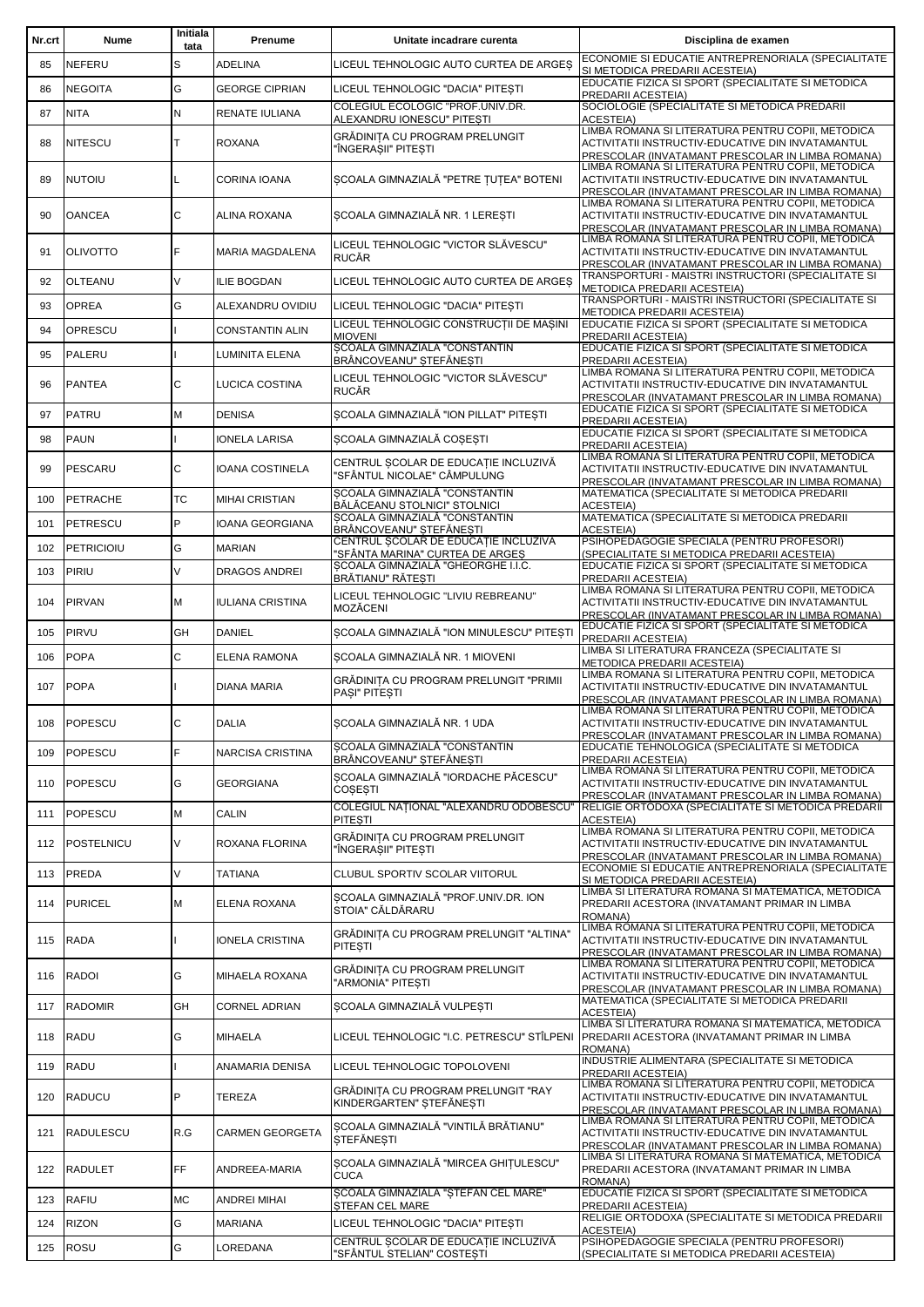| Nr.crt | Nume | Initiala tata | Prenume | Unitate incadrare curenta | Disciplina de examen |
| --- | --- | --- | --- | --- | --- |
| 85 | NEFERU | S | ADELINA | LICEUL TEHNOLOGIC AUTO CURTEA DE ARGEȘ | ECONOMIE SI EDUCATIE ANTREPRENORIALA (SPECIALITATE SI METODICA PREDARII ACESTEIA) |
| 86 | NEGOITA | G | GEORGE CIPRIAN | LICEUL TEHNOLOGIC "DACIA" PITEȘTI | EDUCATIE FIZICA SI SPORT (SPECIALITATE SI METODICA PREDARII ACESTEIA) |
| 87 | NITA | N | RENATE IULIANA | COLEGIUL ECOLOGIC "PROF.UNIV.DR. ALEXANDRU IONESCU" PITEȘTI | SOCIOLOGIE (SPECIALITATE SI METODICA PREDARII ACESTEIA) |
| 88 | NITESCU | T | ROXANA | GRĂDINIȚA CU PROGRAM PRELUNGIT "ÎNGERAȘII" PITEȘTI | LIMBA ROMANA SI LITERATURA PENTRU COPII, METODICA ACTIVITATII INSTRUCTIV-EDUCATIVE DIN INVATAMANTUL PRESCOLAR (INVATAMANT PRESCOLAR IN LIMBA ROMANA) |
| 89 | NUTOIU | L | CORINA IOANA | ȘCOALA GIMNAZIALĂ "PETRE ȚUȚEA" BOTENI | LIMBA ROMANA SI LITERATURA PENTRU COPII, METODICA ACTIVITATII INSTRUCTIV-EDUCATIVE DIN INVATAMANTUL PRESCOLAR (INVATAMANT PRESCOLAR IN LIMBA ROMANA) |
| 90 | OANCEA | C | ALINA ROXANA | ȘCOALA GIMNAZIALĂ NR. 1 LEREȘTI | LIMBA ROMANA SI LITERATURA PENTRU COPII, METODICA ACTIVITATII INSTRUCTIV-EDUCATIVE DIN INVATAMANTUL PRESCOLAR (INVATAMANT PRESCOLAR IN LIMBA ROMANA) |
| 91 | OLIVOTTO | F | MARIA MAGDALENA | LICEUL TEHNOLOGIC "VICTOR SLĂVESCU" RUCĂR | LIMBA ROMANA SI LITERATURA PENTRU COPII, METODICA ACTIVITATII INSTRUCTIV-EDUCATIVE DIN INVATAMANTUL PRESCOLAR (INVATAMANT PRESCOLAR IN LIMBA ROMANA) |
| 92 | OLTEANU | V | ILIE BOGDAN | LICEUL TEHNOLOGIC AUTO CURTEA DE ARGEȘ | TRANSPORTURI - MAISTRI INSTRUCTORI (SPECIALITATE SI METODICA PREDARII ACESTEIA) |
| 93 | OPREA | G | ALEXANDRU OVIDIU | LICEUL TEHNOLOGIC "DACIA" PITEȘTI | TRANSPORTURI - MAISTRI INSTRUCTORI (SPECIALITATE SI METODICA PREDARII ACESTEIA) |
| 94 | OPRESCU | I | CONSTANTIN ALIN | LICEUL TEHNOLOGIC CONSTRUCȚII DE MAȘINI MIOVENI | EDUCATIE FIZICA SI SPORT (SPECIALITATE SI METODICA PREDARII ACESTEIA) |
| 95 | PALERU | I | LUMINITA ELENA | ȘCOALA GIMNAZIALĂ "CONSTANTIN BRÂNCOVEANU" ȘTEFĂNEȘTI | EDUCATIE FIZICA SI SPORT (SPECIALITATE SI METODICA PREDARII ACESTEIA) |
| 96 | PANTEA | C | LUCICA COSTINA | LICEUL TEHNOLOGIC "VICTOR SLĂVESCU" RUCĂR | LIMBA ROMANA SI LITERATURA PENTRU COPII, METODICA ACTIVITATII INSTRUCTIV-EDUCATIVE DIN INVATAMANTUL PRESCOLAR (INVATAMANT PRESCOLAR IN LIMBA ROMANA) |
| 97 | PATRU | M | DENISA | ȘCOALA GIMNAZIALĂ "ION PILLAT" PITEȘTI | EDUCATIE FIZICA SI SPORT (SPECIALITATE SI METODICA PREDARII ACESTEIA) |
| 98 | PAUN | I | IONELA LARISA | ȘCOALA GIMNAZIALĂ COȘEȘTI | EDUCATIE FIZICA SI SPORT (SPECIALITATE SI METODICA PREDARII ACESTEIA) |
| 99 | PESCARU | C | IOANA COSTINELA | CENTRUL ȘCOLAR DE EDUCAȚIE INCLUZIVĂ "SFÂNTUL NICOLAE" CÂMPULUNG | LIMBA ROMANA SI LITERATURA PENTRU COPII, METODICA ACTIVITATII INSTRUCTIV-EDUCATIVE DIN INVATAMANTUL PRESCOLAR (INVATAMANT PRESCOLAR IN LIMBA ROMANA) |
| 100 | PETRACHE | TC | MIHAI CRISTIAN | ȘCOALA GIMNAZIALĂ "CONSTANTIN BĂLĂCEANU STOLNICI" STOLNICI | MATEMATICA (SPECIALITATE SI METODICA PREDARII ACESTEIA) |
| 101 | PETRESCU | P | IOANA GEORGIANA | ȘCOALA GIMNAZIALĂ "CONSTANTIN BRÂNCOVEANU" ȘTEFĂNEȘTI | MATEMATICA (SPECIALITATE SI METODICA PREDARII ACESTEIA) |
| 102 | PETRICIOIU | G | MARIAN | CENTRUL ȘCOLAR DE EDUCAȚIE INCLUZIVĂ "SFÂNTA MARINA" CURTEA DE ARGEȘ | PSIHOPEDAGOGIE SPECIALA (PENTRU PROFESORI) (SPECIALITATE SI METODICA PREDARII ACESTEIA) |
| 103 | PIRIU | V | DRAGOS ANDREI | ȘCOALA GIMNAZIALĂ "GHEORGHE I.I.C. BRĂTIANU" RĂTEȘTI | EDUCATIE FIZICA SI SPORT (SPECIALITATE SI METODICA PREDARII ACESTEIA) |
| 104 | PIRVAN | M | IULIANA CRISTINA | LICEUL TEHNOLOGIC "LIVIU REBREANU" MOZĂCENI | LIMBA ROMANA SI LITERATURA PENTRU COPII, METODICA ACTIVITATII INSTRUCTIV-EDUCATIVE DIN INVATAMANTUL PRESCOLAR (INVATAMANT PRESCOLAR IN LIMBA ROMANA) |
| 105 | PIRVU | GH | DANIEL | ȘCOALA GIMNAZIALĂ "ION MINULESCU" PITEȘTI | EDUCATIE FIZICA SI SPORT (SPECIALITATE SI METODICA PREDARII ACESTEIA) |
| 106 | POPA | C | ELENA RAMONA | ȘCOALA GIMNAZIALĂ NR. 1 MIOVENI | LIMBA SI LITERATURA FRANCEZA (SPECIALITATE SI METODICA PREDARII ACESTEIA) |
| 107 | POPA | I | DIANA MARIA | GRĂDINIȚA CU PROGRAM PRELUNGIT "PRIMII PAȘI" PITEȘTI | LIMBA ROMANA SI LITERATURA PENTRU COPII, METODICA ACTIVITATII INSTRUCTIV-EDUCATIVE DIN INVATAMANTUL PRESCOLAR (INVATAMANT PRESCOLAR IN LIMBA ROMANA) |
| 108 | POPESCU | C | DALIA | ȘCOALA GIMNAZIALĂ NR. 1 UDA | LIMBA ROMANA SI LITERATURA PENTRU COPII, METODICA ACTIVITATII INSTRUCTIV-EDUCATIVE DIN INVATAMANTUL PRESCOLAR (INVATAMANT PRESCOLAR IN LIMBA ROMANA) |
| 109 | POPESCU | F | NARCISA CRISTINA | ȘCOALA GIMNAZIALĂ "CONSTANTIN BRÂNCOVEANU" ȘTEFĂNEȘTI | EDUCATIE TEHNOLOGICA (SPECIALITATE SI METODICA PREDARII ACESTEIA) |
| 110 | POPESCU | G | GEORGIANA | ȘCOALA GIMNAZIALĂ "IORDACHE PĂCESCU" COȘEȘTI | LIMBA ROMANA SI LITERATURA PENTRU COPII, METODICA ACTIVITATII INSTRUCTIV-EDUCATIVE DIN INVATAMANTUL PRESCOLAR (INVATAMANT PRESCOLAR IN LIMBA ROMANA) |
| 111 | POPESCU | M | CALIN | COLEGIUL NAȚIONAL "ALEXANDRU ODOBESCU" PITEȘTI | RELIGIE ORTODOXA (SPECIALITATE SI METODICA PREDARII ACESTEIA) |
| 112 | POSTELNICU | V | ROXANA FLORINA | GRĂDINIȚA CU PROGRAM PRELUNGIT "ÎNGERAȘII" PITEȘTI | LIMBA ROMANA SI LITERATURA PENTRU COPII, METODICA ACTIVITATII INSTRUCTIV-EDUCATIVE DIN INVATAMANTUL PRESCOLAR (INVATAMANT PRESCOLAR IN LIMBA ROMANA) |
| 113 | PREDA | V | TATIANA | CLUBUL SPORTIV SCOLAR VIITORUL | ECONOMIE SI EDUCATIE ANTREPRENORIALA (SPECIALITATE SI METODICA PREDARII ACESTEIA) |
| 114 | PURICEL | M | ELENA ROXANA | ȘCOALA GIMNAZIALĂ "PROF.UNIV.DR. ION STOIA" CĂLDĂRARU | LIMBA SI LITERATURA ROMANA SI MATEMATICA, METODICA PREDARII ACESTORA (INVATAMANT PRIMAR IN LIMBA ROMANA) |
| 115 | RADA | I | IONELA CRISTINA | GRĂDINIȚA CU PROGRAM PRELUNGIT "ALTINA" PITEȘTI | LIMBA ROMANA SI LITERATURA PENTRU COPII, METODICA ACTIVITATII INSTRUCTIV-EDUCATIVE DIN INVATAMANTUL PRESCOLAR (INVATAMANT PRESCOLAR IN LIMBA ROMANA) |
| 116 | RADOI | G | MIHAELA ROXANA | GRĂDINIȚA CU PROGRAM PRELUNGIT "ARMONIA" PITEȘTI | LIMBA ROMANA SI LITERATURA PENTRU COPII, METODICA ACTIVITATII INSTRUCTIV-EDUCATIVE DIN INVATAMANTUL PRESCOLAR (INVATAMANT PRESCOLAR IN LIMBA ROMANA) |
| 117 | RADOMIR | GH | CORNEL ADRIAN | ȘCOALA GIMNAZIALĂ VULPEȘTI | MATEMATICA (SPECIALITATE SI METODICA PREDARII ACESTEIA) |
| 118 | RADU | G | MIHAELA | LICEUL TEHNOLOGIC "I.C. PETRESCU" STÎLPENI | LIMBA SI LITERATURA ROMANA SI MATEMATICA, METODICA PREDARII ACESTORA (INVATAMANT PRIMAR IN LIMBA ROMANA) |
| 119 | RADU | I | ANAMARIA DENISA | LICEUL TEHNOLOGIC TOPOLOVENI | INDUSTRIE ALIMENTARA (SPECIALITATE SI METODICA PREDARII ACESTEIA) |
| 120 | RADUCU | P | TEREZA | GRĂDINIȚA CU PROGRAM PRELUNGIT "RAY KINDERGARTEN" ȘTEFĂNEȘTI | LIMBA ROMANA SI LITERATURA PENTRU COPII, METODICA ACTIVITATII INSTRUCTIV-EDUCATIVE DIN INVATAMANTUL PRESCOLAR (INVATAMANT PRESCOLAR IN LIMBA ROMANA) |
| 121 | RADULESCU | R.G | CARMEN GEORGETA | ȘCOALA GIMNAZIALĂ "VINTILĂ BRĂTIANU" ȘTEFĂNEȘTI | LIMBA ROMANA SI LITERATURA PENTRU COPII, METODICA ACTIVITATII INSTRUCTIV-EDUCATIVE DIN INVATAMANTUL PRESCOLAR (INVATAMANT PRESCOLAR IN LIMBA ROMANA) |
| 122 | RADULET | FF | ANDREEA-MARIA | ȘCOALA GIMNAZIALĂ "MIRCEA GHIȚULESCU" CUCA | LIMBA SI LITERATURA ROMANA SI MATEMATICA, METODICA PREDARII ACESTORA (INVATAMANT PRIMAR IN LIMBA ROMANA) |
| 123 | RAFIU | MC | ANDREI MIHAI | ȘCOALA GIMNAZIALĂ "ȘTEFAN CEL MARE" ȘTEFAN CEL MARE | EDUCATIE FIZICA SI SPORT (SPECIALITATE SI METODICA PREDARII ACESTEIA) |
| 124 | RIZON | G | MARIANA | LICEUL TEHNOLOGIC "DACIA" PITEȘTI | RELIGIE ORTODOXA (SPECIALITATE SI METODICA PREDARII ACESTEIA) |
| 125 | ROSU | G | LOREDANA | CENTRUL ȘCOLAR DE EDUCAȚIE INCLUZIVĂ "SFÂNTUL STELIAN" COSTEȘTI | PSIHOPEDAGOGIE SPECIALA (PENTRU PROFESORI) (SPECIALITATE SI METODICA PREDARII ACESTEIA) |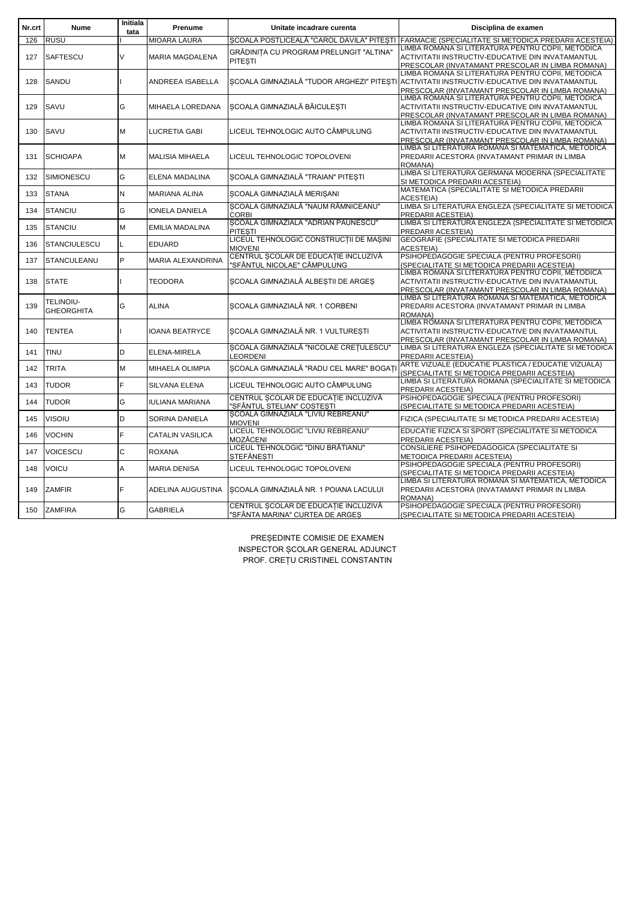| Nr.crt | Nume | Initiala tata | Prenume | Unitate incadrare curenta | Disciplina de examen |
|---|---|---|---|---|---|
| 126 | RUSU | I | MIOARA LAURA | ȘCOALA POSTLICEALĂ "CAROL DAVILA" PITEȘTI | FARMACIE (SPECIALITATE SI METODICA PREDARII ACESTEIA) |
| 127 | SAFTESCU | V | MARIA MAGDALENA | GRĂDINIȚA CU PROGRAM PRELUNGIT "ALTINA" PITEȘTI | LIMBA ROMANA SI LITERATURA PENTRU COPII, METODICA ACTIVITATII INSTRUCTIV-EDUCATIVE DIN INVATAMANTUL PRESCOLAR (INVATAMANT PRESCOLAR IN LIMBA ROMANA) |
| 128 | SANDU | I | ANDREEA ISABELLA | ȘCOALA GIMNAZIALĂ "TUDOR ARGHEZI" PITEȘTI | LIMBA ROMANA SI LITERATURA PENTRU COPII, METODICA ACTIVITATII INSTRUCTIV-EDUCATIVE DIN INVATAMANTUL PRESCOLAR (INVATAMANT PRESCOLAR IN LIMBA ROMANA) |
| 129 | SAVU | G | MIHAELA LOREDANA | ȘCOALA GIMNAZIALĂ BĂICULEȘTI | LIMBA ROMANA SI LITERATURA PENTRU COPII, METODICA ACTIVITATII INSTRUCTIV-EDUCATIVE DIN INVATAMANTUL PRESCOLAR (INVATAMANT PRESCOLAR IN LIMBA ROMANA) |
| 130 | SAVU | M | LUCRETIA GABI | LICEUL TEHNOLOGIC AUTO CÂMPULUNG | LIMBA ROMANA SI LITERATURA PENTRU COPII, METODICA ACTIVITATII INSTRUCTIV-EDUCATIVE DIN INVATAMANTUL PRESCOLAR (INVATAMANT PRESCOLAR IN LIMBA ROMANA) |
| 131 | SCHIOAPA | M | MALISIA MIHAELA | LICEUL TEHNOLOGIC TOPOLOVENI | LIMBA SI LITERATURA ROMANA SI MATEMATICA, METODICA PREDARII ACESTORA (INVATAMANT PRIMAR IN LIMBA ROMANA) |
| 132 | SIMIONESCU | G | ELENA MADALINA | ȘCOALA GIMNAZIALĂ "TRAIAN" PITEȘTI | LIMBA SI LITERATURA GERMANA MODERNA (SPECIALITATE SI METODICA PREDARII ACESTEIA) |
| 133 | STANA | N | MARIANA ALINA | ȘCOALA GIMNAZIALĂ MERIȘANI | MATEMATICA (SPECIALITATE SI METODICA PREDARII ACESTEIA) |
| 134 | STANCIU | G | IONELA DANIELA | ȘCOALA GIMNAZIALĂ "NAUM RÂMNICEANU" CORBI | LIMBA SI LITERATURA ENGLEZA (SPECIALITATE SI METODICA PREDARII ACESTEIA) |
| 135 | STANCIU | M | EMILIA MADALINA | ȘCOALA GIMNAZIALĂ "ADRIAN PĂUNESCU" PITEȘTI | LIMBA SI LITERATURA ENGLEZA (SPECIALITATE SI METODICA PREDARII ACESTEIA) |
| 136 | STANCIULESCU | L | EDUARD | LICEUL TEHNOLOGIC CONSTRUCȚII DE MAȘINI MIOVENI | GEOGRAFIE (SPECIALITATE SI METODICA PREDARII ACESTEIA) |
| 137 | STANCULEANU | P | MARIA ALEXANDRINA | CENTRUL ȘCOLAR DE EDUCAȚIE INCLUZIVĂ "SFÂNTUL NICOLAE" CÂMPULUNG | PSIHOPEDAGOGIE SPECIALA (PENTRU PROFESORI) (SPECIALITATE SI METODICA PREDARII ACESTEIA) |
| 138 | STATE | I | TEODORA | ȘCOALA GIMNAZIALĂ ALBEȘTII DE ARGEȘ | LIMBA ROMANA SI LITERATURA PENTRU COPII, METODICA ACTIVITATII INSTRUCTIV-EDUCATIVE DIN INVATAMANTUL PRESCOLAR (INVATAMANT PRESCOLAR IN LIMBA ROMANA) |
| 139 | TELINOIU-GHEORGHITA | G | ALINA | ȘCOALA GIMNAZIALĂ NR. 1 CORBENI | LIMBA SI LITERATURA ROMANA SI MATEMATICA, METODICA PREDARII ACESTORA (INVATAMANT PRIMAR IN LIMBA ROMANA) |
| 140 | TENTEA | I | IOANA BEATRYCE | ȘCOALA GIMNAZIALĂ NR. 1 VULTUREȘTI | LIMBA ROMANA SI LITERATURA PENTRU COPII, METODICA ACTIVITATII INSTRUCTIV-EDUCATIVE DIN INVATAMANTUL PRESCOLAR (INVATAMANT PRESCOLAR IN LIMBA ROMANA) |
| 141 | TINU | D | ELENA-MIRELA | ȘCOALA GIMNAZIALĂ "NICOLAE CREȚULESCU" LEORDENI | LIMBA SI LITERATURA ENGLEZA (SPECIALITATE SI METODICA PREDARII ACESTEIA) |
| 142 | TRITA | M | MIHAELA OLIMPIA | ȘCOALA GIMNAZIALĂ "RADU CEL MARE" BOGAȚI | ARTE VIZUALE (EDUCATIE PLASTICA / EDUCATIE VIZUALA) (SPECIALITATE SI METODICA PREDARII ACESTEIA) |
| 143 | TUDOR | F | SILVANA ELENA | LICEUL TEHNOLOGIC AUTO CÂMPULUNG | LIMBA SI LITERATURA ROMANA (SPECIALITATE SI METODICA PREDARII ACESTEIA) |
| 144 | TUDOR | G | IULIANA MARIANA | CENTRUL ȘCOLAR DE EDUCAȚIE INCLUZIVĂ "SFÂNTUL STELIAN" COSTEȘTI | PSIHOPEDAGOGIE SPECIALA (PENTRU PROFESORI) (SPECIALITATE SI METODICA PREDARII ACESTEIA) |
| 145 | VISOIU | D | SORINA DANIELA | ȘCOALA GIMNAZIALĂ "LIVIU REBREANU" MIOVENI | FIZICA (SPECIALITATE SI METODICA PREDARII ACESTEIA) |
| 146 | VOCHIN | F | CATALIN VASILICA | LICEUL TEHNOLOGIC "LIVIU REBREANU" MOZĂCENI | EDUCATIE FIZICA SI SPORT (SPECIALITATE SI METODICA PREDARII ACESTEIA) |
| 147 | VOICESCU | C | ROXANA | LICEUL TEHNOLOGIC "DINU BRĂTIANU" ȘTEFĂNEȘTI | CONSILIERE PSIHOPEDAGOGICA (SPECIALITATE SI METODICA PREDARII ACESTEIA) |
| 148 | VOICU | A | MARIA DENISA | LICEUL TEHNOLOGIC TOPOLOVENI | PSIHOPEDAGOGIE SPECIALA (PENTRU PROFESORI) (SPECIALITATE SI METODICA PREDARII ACESTEIA) |
| 149 | ZAMFIR | F | ADELINA AUGUSTINA | ȘCOALA GIMNAZIALĂ NR. 1 POIANA LACULUI | LIMBA SI LITERATURA ROMANA SI MATEMATICA, METODICA PREDARII ACESTORA (INVATAMANT PRIMAR IN LIMBA ROMANA) |
| 150 | ZAMFIRA | G | GABRIELA | CENTRUL ȘCOLAR DE EDUCAȚIE INCLUZIVĂ "SFÂNTA MARINA" CURTEA DE ARGEȘ | PSIHOPEDAGOGIE SPECIALA (PENTRU PROFESORI) (SPECIALITATE SI METODICA PREDARII ACESTEIA) |

PREȘEDINTE COMISIE DE EXAMEN
INSPECTOR ȘCOLAR GENERAL ADJUNCT
PROF. CREȚU CRISTINEL CONSTANTIN